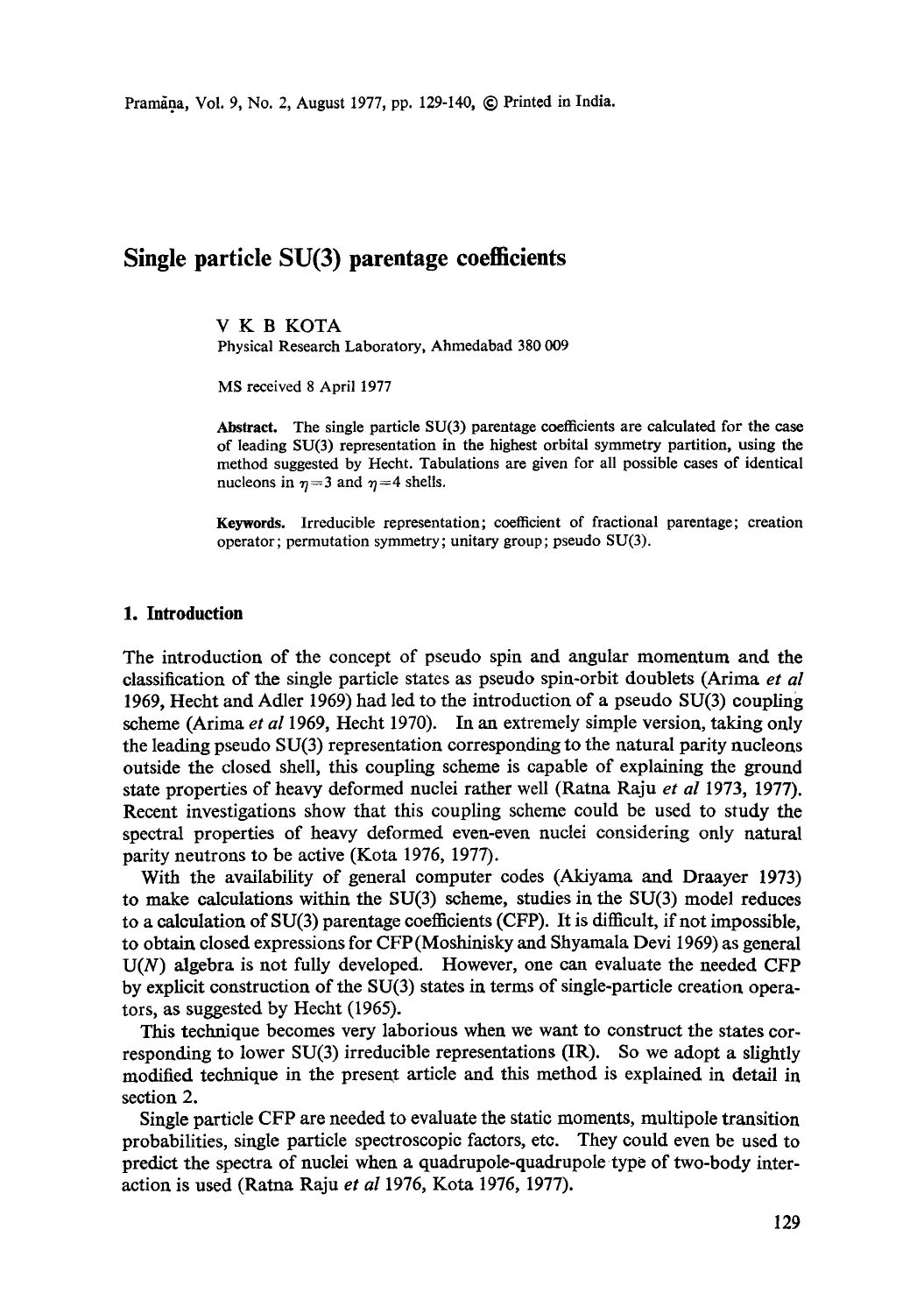# Single particle SU(3) parentage coefficients

V K B KOTA

Physical Research Laboratory, Ahmedabad 380 009

MS received 8 April 1977

**Abstract.** The single particle SU(3) parentage coefficients are calculated for the case of leading SU(3) representation in the highest orbital symmetry partition, using the method suggested by Hecht. Tabulations are given for all possible cases of identical nucleons in $\eta = 3$ and $\eta = 4$ shells.

**Keywords.** Irreducible representation; coefficient of fractional parentage; creation operator; permutation symmetry; unitary group; pseudo SU(3).

## 1. Introduction

The introduction of the concept of pseudo spin and angular momentum and the classification of the single particle states as pseudo spin-orbit doublets (Arima *et al* 1969, Hecht and Adler 1969) had led to the introduction of a pseudo SU(3) coupling scheme (Arima *et al* 1969, Hecht 1970). In an extremely simple version, taking only the leading pseudo SU(3) representation corresponding to the natural parity nucleons outside the closed shell, this coupling scheme is capable of explaining the ground state properties of heavy deformed nuclei rather well (Ratna Raju *et al* 1973, 1977). Recent investigations show that this coupling scheme could be used to study the spectral properties of heavy deformed even-even nuclei considering only natural parity neutrons to be active (Kota 1976, 1977).

With the availability of general computer codes (Akiyama and Draayer 1973) to make calculations within the SU(3) scheme, studies in the SU(3) model reduces to a calculation of SU(3) parentage coefficients (CFP). It is difficult, if not impossible, to obtain closed expressions for CFP (Moshinisky and Shyamala Devi 1969) as general $U(N)$ algebra is not fully developed. However, one can evaluate the needed CFP by explicit construction of the SU(3) states in terms of single-particle creation operators, as suggested by Hecht (1965).

This technique becomes very laborious when we want to construct the states corresponding to lower SU(3) irreducible representations (IR). So we adopt a slightly modified technique in the present article and this method is explained in detail in section 2.

Single particle CFP are needed to evaluate the static moments, multipole transition probabilities, single particle spectroscopic factors, etc. They could even be used to predict the spectra of nuclei when a quadrupole-quadrupole type of two-body interaction is used (Ratna Raju *et al* 1976, Kota 1976, 1977).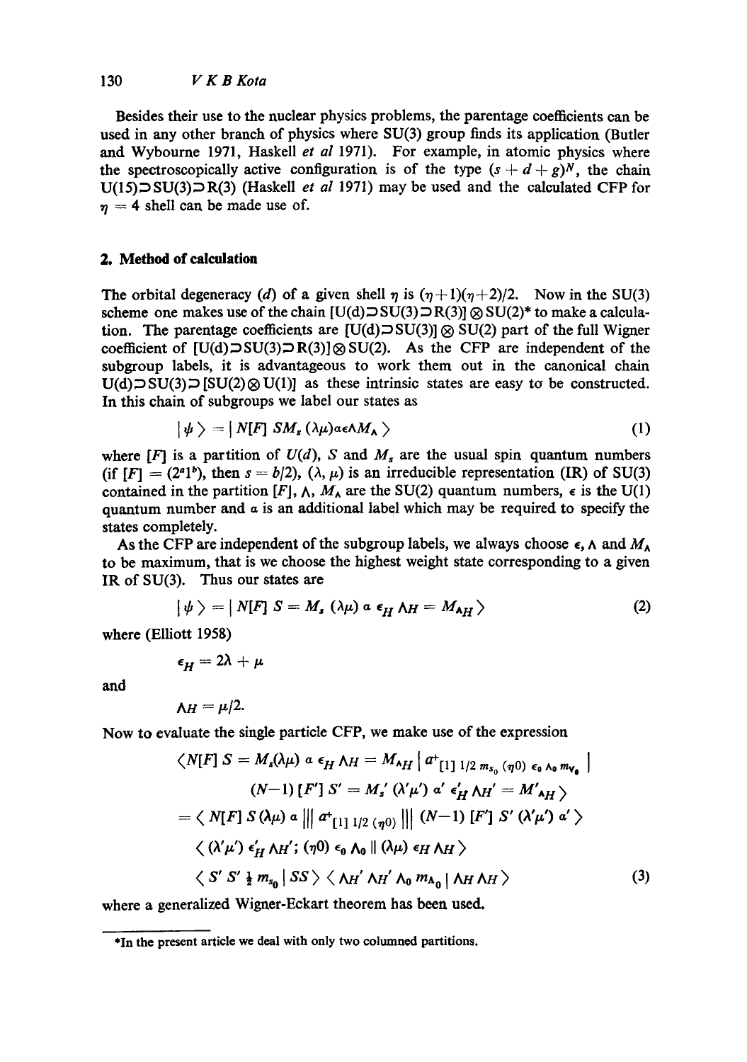Besides their use to the nuclear physics problems, the parentage coefficients can be used in any other branch of physics where SU(3) group finds its application (Butler and Wybourne 1971, Haskell *et al* 1971). For example, in atomic physics where the spectroscopically active configuration is of the type $(s + d + g)^N$, the chain U(15)⊃SU(3)⊃R(3) (Haskell *et al* 1971) may be used and the calculated CFP for $\eta = 4$ shell can be made use of.

## 2. Method of calculation

The orbital degeneracy ($d$) of a given shell $\eta$ is $(\eta+1)(\eta+2)/2$. Now in the SU(3) scheme one makes use of the chain [U(d)⊃SU(3)⊃R(3)] ⊗ SU(2)* to make a calculation. The parentage coefficients are [U(d)⊃SU(3)] ⊗ SU(2) part of the full Wigner coefficient of [U(d)⊃SU(3)⊃R(3)]⊗SU(2). As the CFP are independent of the subgroup labels, it is advantageous to work them out in the canonical chain U(d)⊃SU(3)⊃[SU(2)⊗U(1)] as these intrinsic states are easy to be constructed. In this chain of subgroups we label our states as

$$|\psi\rangle = |N[F]\ SM_s\ (\lambda\mu)\alpha\epsilon\Lambda M_\Lambda\rangle \tag{1}$$

where $[F]$ is a partition of $U(d)$, $S$ and $M_s$ are the usual spin quantum numbers (if $[F] = (2^a 1^b)$, then $s = b/2$), $(\lambda, \mu)$ is an irreducible representation (IR) of SU(3) contained in the partition $[F]$, $\Lambda$, $M_\Lambda$ are the SU(2) quantum numbers, $\epsilon$ is the U(1) quantum number and $\alpha$ is an additional label which may be required to specify the states completely.

As the CFP are independent of the subgroup labels, we always choose $\epsilon$, $\Lambda$ and $M_\Lambda$ to be maximum, that is we choose the highest weight state corresponding to a given IR of SU(3). Thus our states are

$$|\psi\rangle = |N[F]\ S = M_s\ (\lambda\mu)\ \alpha\ \epsilon_H\ \Lambda_H = M_{\Lambda H}\rangle \tag{2}$$

where (Elliott 1958)

$$\epsilon_H = 2\lambda + \mu$$

and

$$\Lambda_H = \mu/2.$$

Now to evaluate the single particle CFP, we make use of the expression

$$\begin{aligned}
&\langle N[F]\ S = M_s(\lambda\mu)\ \alpha\ \epsilon_H\ \Lambda_H = M_{\Lambda H}\ |\ a^{+}_{[1]\ 1/2\ m_{s_0}\ (\eta 0)\ \epsilon_0\ \Lambda_0\ m_{\nu_0}}\ | \\
&\qquad (N-1)\ [F']\ S' = M_s'\ (\lambda'\mu')\ \alpha'\ \epsilon_H'\ \Lambda_H' = M'_{\Lambda H}\rangle \\
&= \langle N[F]\ S\ (\lambda\mu)\ \alpha\ |||\ a^{+}_{[1]\ 1/2\ (\eta 0)}\ |||\ (N-1)\ [F']\ S'\ (\lambda'\mu')\ \alpha'\rangle \\
&\quad \langle (\lambda'\mu')\ \epsilon_H'\ \Lambda_H';\ (\eta 0)\ \epsilon_0\ \Lambda_0\ \|\ (\lambda\mu)\ \epsilon_H\ \Lambda_H\rangle \\
&\quad \langle S'\ S'\ \tfrac{1}{2}\ m_{s_0}\ |\ SS\rangle\ \langle \Lambda_H'\ \Lambda_H'\ \Lambda_0\ m_{\Lambda_0}\ |\ \Lambda_H\ \Lambda_H\rangle
\end{aligned} \tag{3}$$

where a generalized Wigner-Eckart theorem has been used.

*In the present article we deal with only two columned partitions.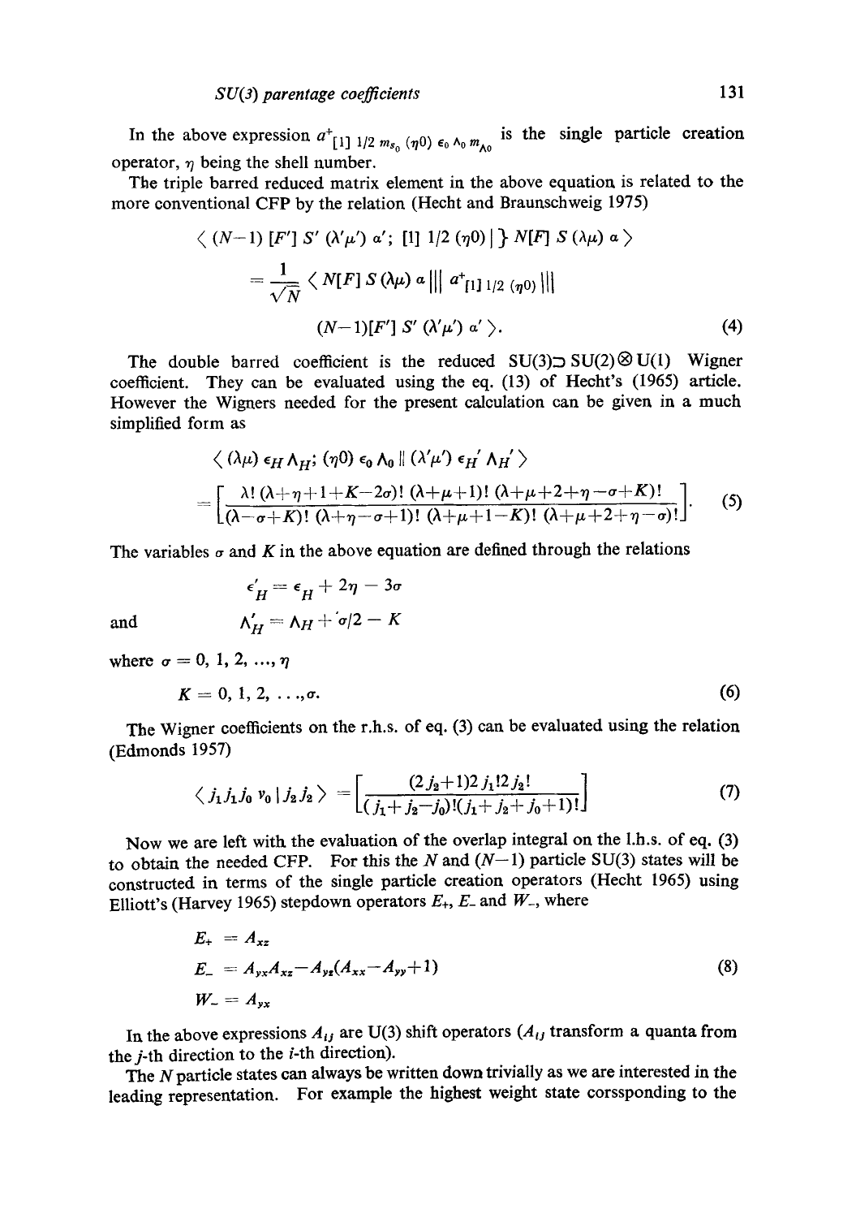In the above expression $a^{+}_{[1]\ 1/2\ m_{s_0}\ (\eta 0)\ \epsilon_0\ \Lambda_0\ m_{\Lambda 0}}$ is the single particle creation operator, $\eta$ being the shell number.

The triple barred reduced matrix element in the above equation is related to the more conventional CFP by the relation (Hecht and Braunschweig 1975)

$$\langle (N-1)\ [F']\ S'\ (\lambda'\mu')\ \alpha';\ [1]\ 1/2\ (\eta 0)\ |\}\ N[F]\ S\ (\lambda\mu)\ \alpha \rangle$$
$$= \frac{1}{\sqrt{N}} \langle N[F]\ S\ (\lambda\mu)\ \alpha\ |||\ a^{+}_{[1]\ 1/2\ (\eta 0)}\ |||\ (N-1)[F']\ S'\ (\lambda'\mu')\ \alpha' \rangle. \tag{4}$$

The double barred coefficient is the reduced SU(3)$\supset$SU(2)$\otimes$U(1) Wigner coefficient. They can be evaluated using the eq. (13) of Hecht's (1965) article. However the Wigners needed for the present calculation can be given in a much simplified form as

$$\langle (\lambda\mu)\ \epsilon_H\ \Lambda_H;\ (\eta 0)\ \epsilon_0\ \Lambda_0\ \|\ (\lambda'\mu')\ \epsilon_H'\ \Lambda_H' \rangle$$
$$= \left[\frac{\lambda!\ (\lambda+\eta+1+K-2\sigma)!\ (\lambda+\mu+1)!\ (\lambda+\mu+2+\eta-\sigma+K)!}{(\lambda-\sigma+K)!\ (\lambda+\eta-\sigma+1)!\ (\lambda+\mu+1-K)!\ (\lambda+\mu+2+\eta-\sigma)!}\right]. \tag{5}$$

The variables $\sigma$ and $K$ in the above equation are defined through the relations

$$\epsilon'_H = \epsilon_H + 2\eta - 3\sigma$$

and

$$\Lambda'_H = \Lambda_H + \sigma/2 - K$$

where $\sigma = 0, 1, 2, \ldots, \eta$

$$K = 0, 1, 2, \ldots, \sigma. \tag{6}$$

The Wigner coefficients on the r.h.s. of eq. (3) can be evaluated using the relation (Edmonds 1957)

$$\langle j_1 j_1 j_0\ \nu_0\ |\ j_2 j_2 \rangle = \left[\frac{(2j_2+1)2j_1!2j_2!}{(j_1+j_2-j_0)!(j_1+j_2+j_0+1)!}\right] \tag{7}$$

Now we are left with the evaluation of the overlap integral on the l.h.s. of eq. (3) to obtain the needed CFP. For this the $N$ and $(N-1)$ particle SU(3) states will be constructed in terms of the single particle creation operators (Hecht 1965) using Elliott's (Harvey 1965) stepdown operators $E_+$, $E_-$ and $W_-$, where

$$\begin{aligned} E_+ &= A_{xz} \\ E_- &= A_{yx}A_{xz} - A_{yz}(A_{xx} - A_{yy} + 1) \\ W_- &= A_{yx} \end{aligned} \tag{8}$$

In the above expressions $A_{ij}$ are U(3) shift operators ($A_{ij}$ transform a quanta from the $j$-th direction to the $i$-th direction).

The $N$ particle states can always be written down trivially as we are interested in the leading representation. For example the highest weight state corssponding to the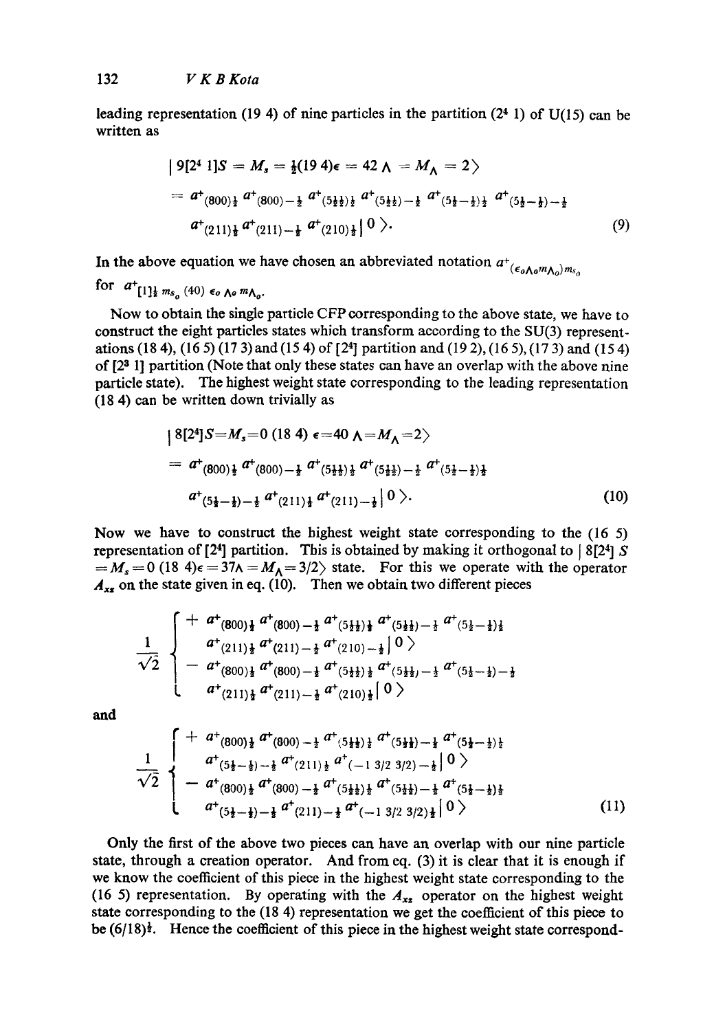leading representation (19 4) of nine particles in the partition $(2^4\ 1)$ of U(15) can be written as

$$
\begin{aligned}
&| 9[2^4\ 1]S = M_s = \tfrac{1}{2}(19\ 4)\epsilon = 42\ \Lambda = M_\Lambda = 2\rangle \\
&= a^+_{(800)\frac{1}{2}}\, a^+_{(800)-\frac{1}{2}}\, a^+_{(5\frac{1}{2}\frac{1}{2})\frac{1}{2}}\, a^+_{(5\frac{1}{2}\frac{1}{2})-\frac{1}{2}}\, a^+_{(5\frac{1}{2}-\frac{1}{2})\frac{1}{2}}\, a^+_{(5\frac{1}{2}-\frac{1}{2})-\frac{1}{2}} \\
&\quad a^+_{(211)\frac{1}{2}}\, a^+_{(211)-\frac{1}{2}}\, a^+_{(210)\frac{1}{2}} | 0\rangle.
\end{aligned} \tag{9}
$$

In the above equation we have chosen an abbreviated notation $a^+_{(\epsilon_o \Lambda_o m_{\Lambda_o}) m_{s_o}}$ for $a^+_{[1]\frac{1}{2}\, m_{s_o}\, (40)\, \epsilon_o\, \Lambda_o\, m_{\Lambda_o}}$.

Now to obtain the single particle CFP corresponding to the above state, we have to construct the eight particles states which transform according to the SU(3) representations (18 4), (16 5) (17 3) and (15 4) of $[2^4]$ partition and (19 2), (16 5), (17 3) and (15 4) of $[2^3\ 1]$ partition (Note that only these states can have an overlap with the above nine particle state). The highest weight state corresponding to the leading representation (18 4) can be written down trivially as

$$
\begin{aligned}
&| 8[2^4]S = M_s = 0\ (18\ 4)\ \epsilon = 40\ \Lambda = M_\Lambda = 2\rangle \\
&= a^+_{(800)\frac{1}{2}}\, a^+_{(800)-\frac{1}{2}}\, a^+_{(5\frac{1}{2}\frac{1}{2})\frac{1}{2}}\, a^+_{(5\frac{1}{2}\frac{1}{2})-\frac{1}{2}}\, a^+_{(5\frac{1}{2}-\frac{1}{2})\frac{1}{2}} \\
&\quad a^+_{(5\frac{1}{2}-\frac{1}{2})-\frac{1}{2}}\, a^+_{(211)\frac{1}{2}}\, a^+_{(211)-\frac{1}{2}} | 0\rangle.
\end{aligned} \tag{10}
$$

Now we have to construct the highest weight state corresponding to the (16 5) representation of $[2^4]$ partition. This is obtained by making it orthogonal to $| 8[2^4]\ S = M_s = 0\ (18\ 4)\epsilon = 37\Lambda = M_\Lambda = 3/2\rangle$ state. For this we operate with the operator $A_{xz}$ on the state given in eq. (10). Then we obtain two different pieces

$$
\frac{1}{\sqrt{2}}
\begin{cases}
+\ a^+_{(800)\frac{1}{2}}\, a^+_{(800)-\frac{1}{2}}\, a^+_{(5\frac{1}{2}\frac{1}{2})\frac{1}{2}}\, a^+_{(5\frac{1}{2}\frac{1}{2})-\frac{1}{2}}\, a^+_{(5\frac{1}{2}-\frac{1}{2})\frac{1}{2}} \\
\quad a^+_{(211)\frac{1}{2}}\, a^+_{(211)-\frac{1}{2}}\, a^+_{(210)-\frac{1}{2}} | 0\rangle \\
-\ a^+_{(800)\frac{1}{2}}\, a^+_{(800)-\frac{1}{2}}\, a^+_{(5\frac{1}{2}\frac{1}{2})\frac{1}{2}}\, a^+_{(5\frac{1}{2}\frac{1}{2})-\frac{1}{2}}\, a^+_{(5\frac{1}{2}-\frac{1}{2})-\frac{1}{2}} \\
\quad a^+_{(211)\frac{1}{2}}\, a^+_{(211)-\frac{1}{2}}\, a^+_{(210)\frac{1}{2}} | 0\rangle
\end{cases}
$$

and

$$
\frac{1}{\sqrt{2}}
\begin{cases}
+\ a^+_{(800)\frac{1}{2}}\, a^+_{(800)-\frac{1}{2}}\, a^+_{(5\frac{1}{2}\frac{1}{2})\frac{1}{2}}\, a^+_{(5\frac{1}{2}\frac{1}{2})-\frac{1}{2}}\, a^+_{(5\frac{1}{2}-\frac{1}{2})\frac{1}{2}} \\
\quad a^+_{(5\frac{1}{2}-\frac{1}{2})-\frac{1}{2}}\, a^+_{(211)\frac{1}{2}}\, a^+_{(-1\ 3/2\ 3/2)-\frac{1}{2}} | 0\rangle \\
-\ a^+_{(800)\frac{1}{2}}\, a^+_{(800)-\frac{1}{2}}\, a^+_{(5\frac{1}{2}\frac{1}{2})\frac{1}{2}}\, a^+_{(5\frac{1}{2}\frac{1}{2})-\frac{1}{2}}\, a^+_{(5\frac{1}{2}-\frac{1}{2})\frac{1}{2}} \\
\quad a^+_{(5\frac{1}{2}-\frac{1}{2})-\frac{1}{2}}\, a^+_{(211)-\frac{1}{2}}\, a^+_{(-1\ 3/2\ 3/2)\frac{1}{2}} | 0\rangle
\end{cases} \tag{11}
$$

Only the first of the above two pieces can have an overlap with our nine particle state, through a creation operator. And from eq. (3) it is clear that it is enough if we know the coefficient of this piece in the highest weight state corresponding to the (16 5) representation. By operating with the $A_{xz}$ operator on the highest weight state corresponding to the (18 4) representation we get the coefficient of this piece to be $(6/18)^{\frac{1}{2}}$. Hence the coefficient of this piece in the highest weight state correspond-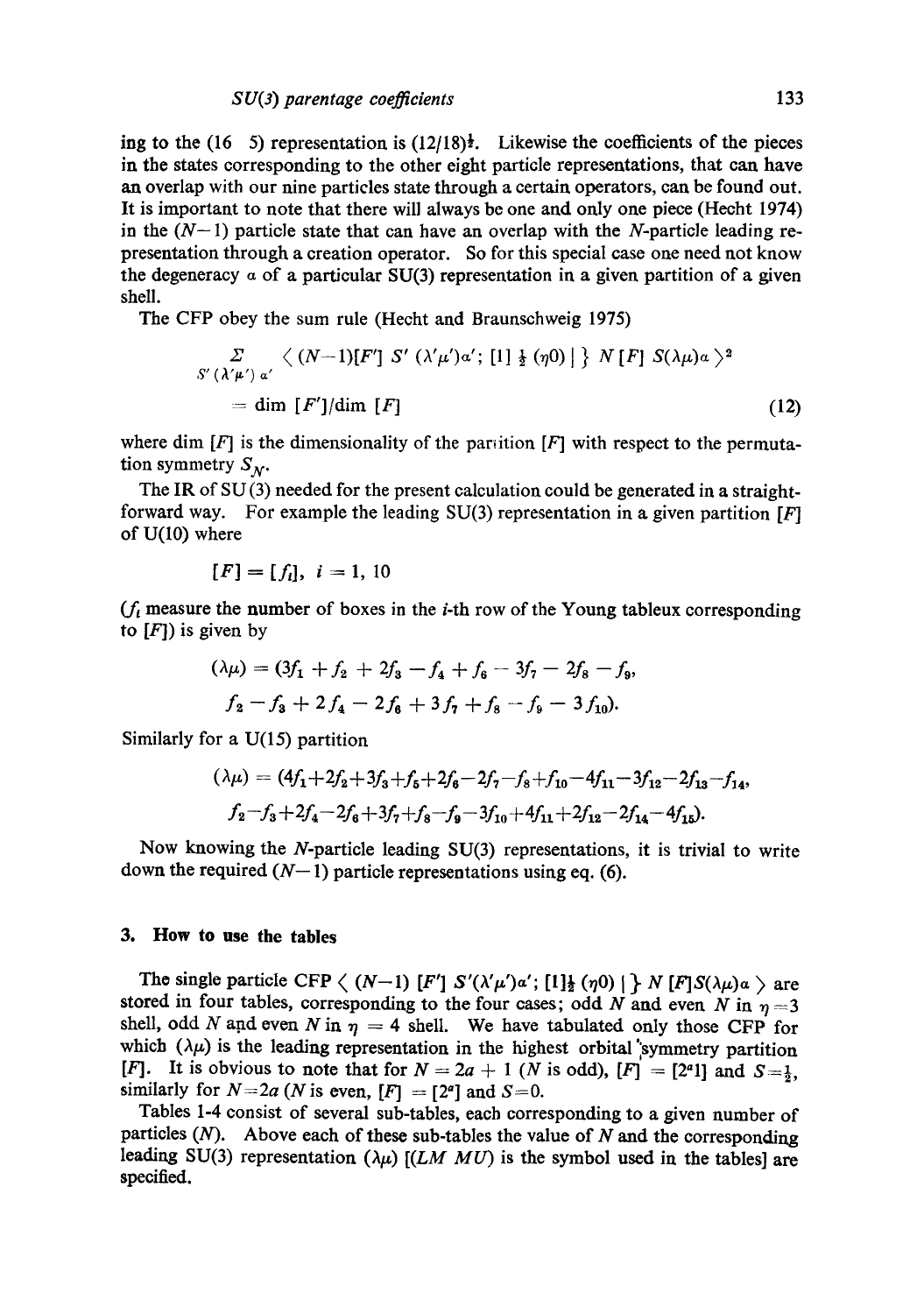ing to the (16 5) representation is $(12/18)^{\frac{1}{2}}$. Likewise the coefficients of the pieces in the states corresponding to the other eight particle representations, that can have an overlap with our nine particles state through a certain operators, can be found out. It is important to note that there will always be one and only one piece (Hecht 1974) in the $(N-1)$ particle state that can have an overlap with the $N$-particle leading representation through a creation operator. So for this special case one need not know the degeneracy $\alpha$ of a particular SU(3) representation in a given partition of a given shell.

The CFP obey the sum rule (Hecht and Braunschweig 1975)

$$\sum_{S'(\lambda'\mu')\alpha'} \langle (N-1)[F']\, S'\, (\lambda'\mu')\alpha';\, [1]\, \tfrac{1}{2}\, (\eta 0) \,|\}\, N\, [F]\, S(\lambda\mu)\alpha \rangle^2$$

$$= \dim\, [F']/\dim\, [F] \tag{12}$$

where dim $[F]$ is the dimensionality of the partition $[F]$ with respect to the permutation symmetry $S_N$.

The IR of SU(3) needed for the present calculation could be generated in a straightforward way. For example the leading SU(3) representation in a given partition $[F]$ of U(10) where

$$[F] = [f_i],\ i = 1, 10$$

($f_i$ measure the number of boxes in the $i$-th row of the Young tableux corresponding to $[F]$) is given by

$$(\lambda\mu) = (3f_1 + f_2 + 2f_3 - f_4 + f_6 - 3f_7 - 2f_8 - f_9,$$
$$f_2 - f_3 + 2f_4 - 2f_6 + 3f_7 + f_8 - f_9 - 3f_{10}).$$

Similarly for a U(15) partition

$$(\lambda\mu) = (4f_1+2f_2+3f_3+f_5+2f_6-2f_7-f_8+f_{10}-4f_{11}-3f_{12}-2f_{13}-f_{14},$$
$$f_2-f_3+2f_4-2f_6+3f_7+f_8-f_9-3f_{10}+4f_{11}+2f_{12}-2f_{14}-4f_{15}).$$

Now knowing the $N$-particle leading SU(3) representations, it is trivial to write down the required $(N-1)$ particle representations using eq. (6).

## 3. How to use the tables

The single particle CFP $\langle (N-1)\, [F']\, S'(\lambda'\mu')\alpha';\, [1]\tfrac{1}{2}\, (\eta 0) \,|\}\, N\, [F] S(\lambda\mu)\alpha \rangle$ are stored in four tables, corresponding to the four cases; odd $N$ and even $N$ in $\eta = 3$ shell, odd $N$ and even $N$ in $\eta = 4$ shell. We have tabulated only those CFP for which $(\lambda\mu)$ is the leading representation in the highest orbital symmetry partition $[F]$. It is obvious to note that for $N = 2a + 1$ ($N$ is odd), $[F] = [2^a 1]$ and $S = \frac{1}{2}$, similarly for $N = 2a$ ($N$ is even, $[F] = [2^a]$ and $S = 0$.

Tables 1-4 consist of several sub-tables, each corresponding to a given number of particles ($N$). Above each of these sub-tables the value of $N$ and the corresponding leading SU(3) representation $(\lambda\mu)$ [$(LM\ MU)$ is the symbol used in the tables] are specified.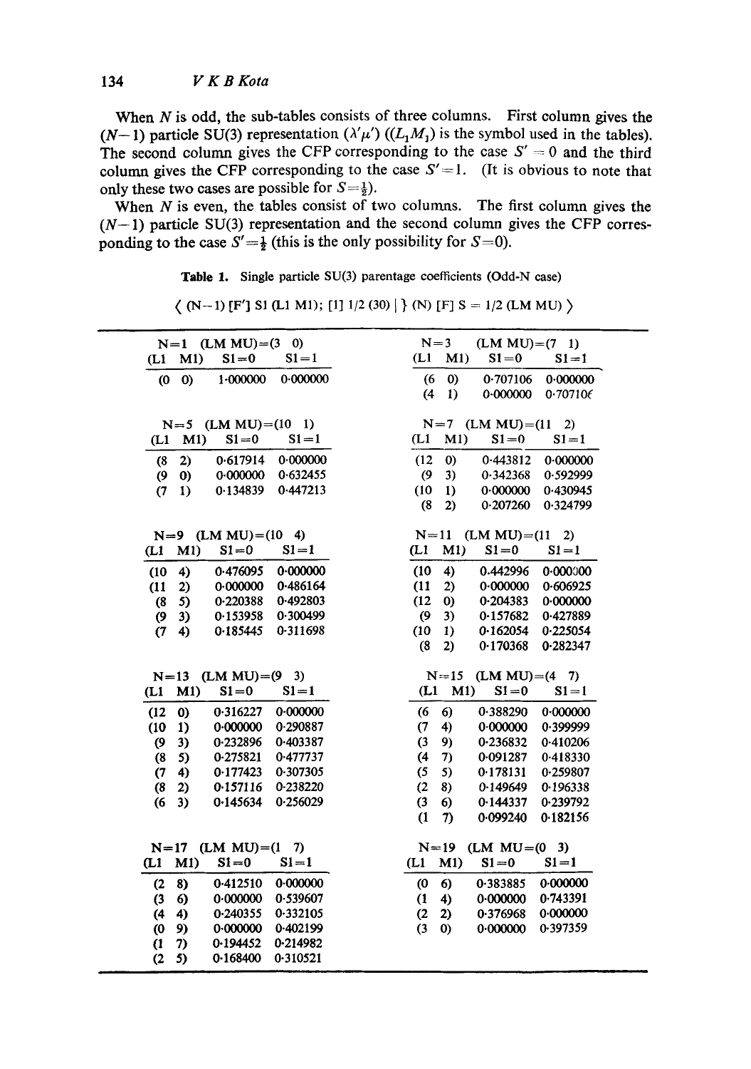When $N$ is odd, the sub-tables consists of three columns. First column gives the $(N-1)$ particle SU(3) representation $(\lambda'\mu')$ $((L_1M_1)$ is the symbol used in the tables). The second column gives the CFP corresponding to the case $S'=0$ and the third column gives the CFP corresponding to the case $S'=1$. (It is obvious to note that only these two cases are possible for $S=\frac{1}{2}$).

When $N$ is even, the tables consist of two columns. The first column gives the $(N-1)$ particle SU(3) representation and the second column gives the CFP corresponding to the case $S'=\frac{1}{2}$ (this is the only possibility for $S=0$).

**Table 1.** Single particle SU(3) parentage coefficients (Odd-N case)

⟨ (N−1) [F′] S1 (L1 M1); [1] 1/2 (30) | } (N) [F] S = 1/2 (LM MU) ⟩

N=1 (LM MU)=(3 0)

| (L1 M1) | S1=0 | S1=1 |
|---|---|---|
| (0 0) | 1·000000 | 0·000000 |

N=3 (LM MU)=(7 1)

| (L1 M1) | S1=0 | S1=1 |
|---|---|---|
| (6 0) | 0·707106 | 0·000000 |
| (4 1) | 0·000000 | 0·707106 |

N=5 (LM MU)=(10 1)

| (L1 M1) | S1=0 | S1=1 |
|---|---|---|
| (8 2) | 0·617914 | 0·000000 |
| (9 0) | 0·000000 | 0·632455 |
| (7 1) | 0·134839 | 0·447213 |

N=7 (LM MU)=(11 2)

| (L1 M1) | S1=0 | S1=1 |
|---|---|---|
| (12 0) | 0·443812 | 0·000000 |
| (9 3) | 0·342368 | 0·592999 |
| (10 1) | 0·000000 | 0·430945 |
| (8 2) | 0·207260 | 0·324799 |

N=9 (LM MU)=(10 4)

| (L1 M1) | S1=0 | S1=1 |
|---|---|---|
| (10 4) | 0·476095 | 0·000000 |
| (11 2) | 0·000000 | 0·486164 |
| (8 5) | 0·220388 | 0·492803 |
| (9 3) | 0·153958 | 0·300499 |
| (7 4) | 0·185445 | 0·311698 |

N=11 (LM MU)=(11 2)

| (L1 M1) | S1=0 | S1=1 |
|---|---|---|
| (10 4) | 0.442996 | 0·000000 |
| (11 2) | 0·000000 | 0·606925 |
| (12 0) | 0·204383 | 0·000000 |
| (9 3) | 0·157682 | 0·427889 |
| (10 1) | 0·162054 | 0·225054 |
| (8 2) | 0·170368 | 0·282347 |

N=13 (LM MU)=(9 3)

| (L1 M1) | S1=0 | S1=1 |
|---|---|---|
| (12 0) | 0·316227 | 0·000000 |
| (10 1) | 0·000000 | 0·290887 |
| (9 3) | 0·232896 | 0·403387 |
| (8 5) | 0·275821 | 0·477737 |
| (7 4) | 0·177423 | 0·307305 |
| (8 2) | 0·157116 | 0·238220 |
| (6 3) | 0·145634 | 0·256029 |

N=15 (LM MU)=(4 7)

| (L1 M1) | S1=0 | S1=1 |
|---|---|---|
| (6 6) | 0·388290 | 0·000000 |
| (7 4) | 0·000000 | 0·399999 |
| (3 9) | 0·236832 | 0·410206 |
| (4 7) | 0·091287 | 0·418330 |
| (5 5) | 0·178131 | 0·259807 |
| (2 8) | 0·149649 | 0·196338 |
| (3 6) | 0·144337 | 0·239792 |
| (1 7) | 0·099240 | 0·182156 |

N=17 (LM MU)=(1 7)

| (L1 M1) | S1=0 | S1=1 |
|---|---|---|
| (2 8) | 0·412510 | 0·000000 |
| (3 6) | 0·000000 | 0·539607 |
| (4 4) | 0·240355 | 0·332105 |
| (0 9) | 0·000000 | 0·402199 |
| (1 7) | 0·194452 | 0·214982 |
| (2 5) | 0·168400 | 0·310521 |

N=19 (LM MU=(0 3)

| (L1 M1) | S1=0 | S1=1 |
|---|---|---|
| (0 6) | 0·383885 | 0·000000 |
| (1 4) | 0·000000 | 0·743391 |
| (2 2) | 0·376968 | 0·000000 |
| (3 0) | 0·000000 | 0·397359 |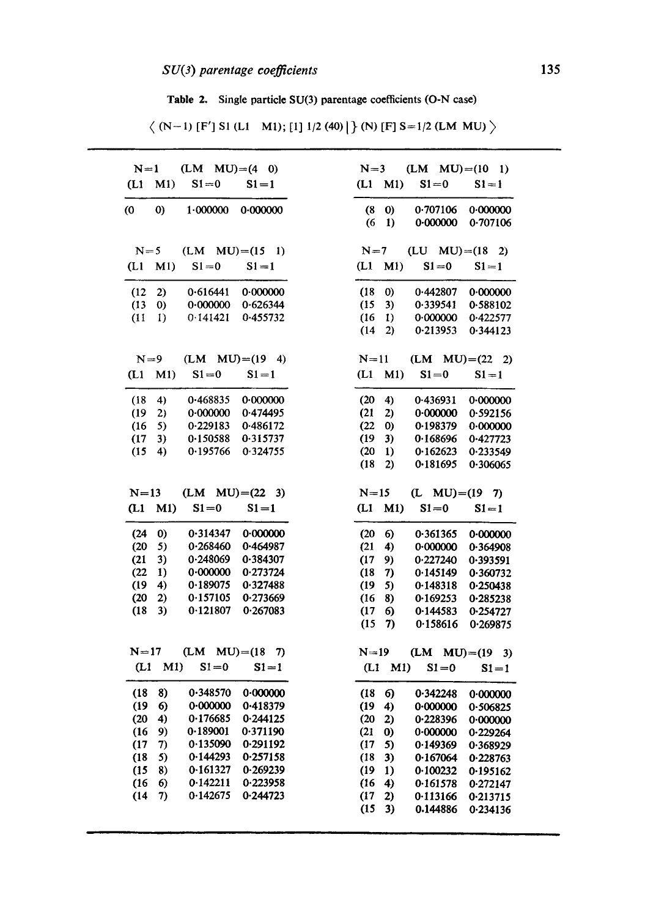**Table 2.** Single particle SU(3) parentage coefficients (O-N case)

$\langle$ (N−1) [F′] S1 (L1 M1); [1] 1/2 (40) $|\}$ (N) [F] S=1/2 (LM MU) $\rangle$

N=1 (LM MU)=(4 0)

| (L1 M1) | S1=0 | S1=1 |
|---|---|---|
| (0 0) | 1·000000 | 0·000000 |

N=3 (LM MU)=(10 1)

| (L1 M1) | S1=0 | S1=1 |
|---|---|---|
| (8 0) | 0·707106 | 0·000000 |
| (6 1) | 0·000000 | 0·707106 |

N=5 (LM MU)=(15 1)

| (L1 M1) | S1=0 | S1=1 |
|---|---|---|
| (12 2) | 0·616441 | 0·000000 |
| (13 0) | 0·000000 | 0·626344 |
| (11 1) | 0·141421 | 0·455732 |

N=7 (LU MU)=(18 2)

| (L1 M1) | S1=0 | S1=1 |
|---|---|---|
| (18 0) | 0·442807 | 0·000000 |
| (15 3) | 0·339541 | 0·588102 |
| (16 1) | 0·000000 | 0·422577 |
| (14 2) | 0·213953 | 0·344123 |

N=9 (LM MU)=(19 4)

| (L1 M1) | S1=0 | S1=1 |
|---|---|---|
| (18 4) | 0·468835 | 0·000000 |
| (19 2) | 0·000000 | 0·474495 |
| (16 5) | 0·229183 | 0·486172 |
| (17 3) | 0·150588 | 0·315737 |
| (15 4) | 0·195766 | 0·324755 |

N=11 (LM MU)=(22 2)

| (L1 M1) | S1=0 | S1=1 |
|---|---|---|
| (20 4) | 0·436931 | 0·000000 |
| (21 2) | 0·000000 | 0·592156 |
| (22 0) | 0·198379 | 0·000000 |
| (19 3) | 0·168696 | 0·427723 |
| (20 1) | 0·162623 | 0·233549 |
| (18 2) | 0·181695 | 0·306065 |

N=13 (LM MU)=(22 3)

| (L1 M1) | S1=0 | S1=1 |
|---|---|---|
| (24 0) | 0·314347 | 0·000000 |
| (20 5) | 0·268460 | 0·464987 |
| (21 3) | 0·248069 | 0·384307 |
| (22 1) | 0·000000 | 0·273724 |
| (19 4) | 0·189075 | 0·327488 |
| (20 2) | 0·157105 | 0·273669 |
| (18 3) | 0·121807 | 0·267083 |

N=15 (L MU)=(19 7)

| (L1 M1) | S1=0 | S1=1 |
|---|---|---|
| (20 6) | 0·361365 | 0·000000 |
| (21 4) | 0·000000 | 0·364908 |
| (17 9) | 0·227240 | 0·393591 |
| (18 7) | 0·145149 | 0·360732 |
| (19 5) | 0·148318 | 0·250438 |
| (16 8) | 0·169253 | 0·285238 |
| (17 6) | 0·144583 | 0·254727 |
| (15 7) | 0·158616 | 0·269875 |

N=17 (LM MU)=(18 7)

| (L1 M1) | S1=0 | S1=1 |
|---|---|---|
| (18 8) | 0·348570 | 0·000000 |
| (19 6) | 0·000000 | 0·418379 |
| (20 4) | 0·176685 | 0·244125 |
| (16 9) | 0·189001 | 0·371190 |
| (17 7) | 0·135090 | 0·291192 |
| (18 5) | 0·144293 | 0·257158 |
| (15 8) | 0·161327 | 0·269239 |
| (16 6) | 0·142211 | 0·223958 |
| (14 7) | 0·142675 | 0·244723 |

N=19 (LM MU)=(19 3)

| (L1 M1) | S1=0 | S1=1 |
|---|---|---|
| (18 6) | 0·342248 | 0·000000 |
| (19 4) | 0·000000 | 0·506825 |
| (20 2) | 0·228396 | 0·000000 |
| (21 0) | 0·000000 | 0·229264 |
| (17 5) | 0·149369 | 0·368929 |
| (18 3) | 0·167064 | 0·228763 |
| (19 1) | 0·100232 | 0·195162 |
| (16 4) | 0·161578 | 0·272147 |
| (17 2) | 0·113166 | 0·213715 |
| (15 3) | 0.144886 | 0·234136 |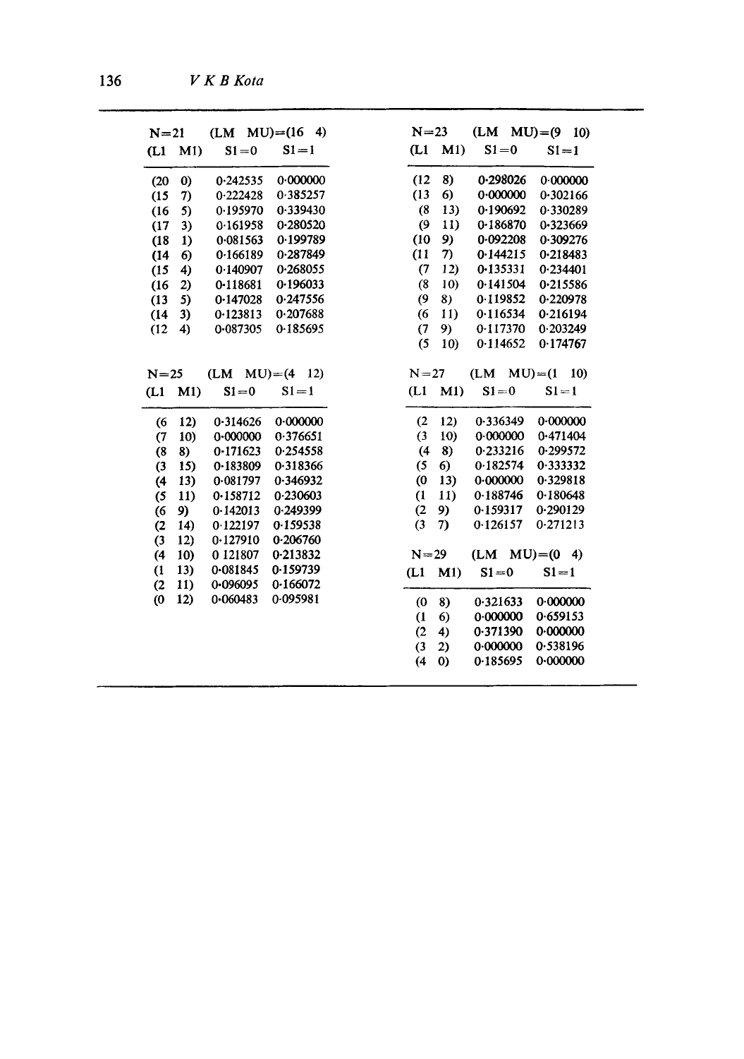N=21 (LM MU)=(16 4)

| (L1 M1) | S1=0 | S1=1 |
|---|---|---|
| (20 0) | 0·242535 | 0·000000 |
| (15 7) | 0·222428 | 0·385257 |
| (16 5) | 0·195970 | 0·339430 |
| (17 3) | 0·161958 | 0·280520 |
| (18 1) | 0·081563 | 0·199789 |
| (14 6) | 0·166189 | 0·287849 |
| (15 4) | 0·140907 | 0·268055 |
| (16 2) | 0·118681 | 0·196033 |
| (13 5) | 0·147028 | 0·247556 |
| (14 3) | 0·123813 | 0·207688 |
| (12 4) | 0·087305 | 0·185695 |

N=23 (LM MU)=(9 10)

| (L1 M1) | S1=0 | S1=1 |
|---|---|---|
| (12 8) | 0·298026 | 0·000000 |
| (13 6) | 0·000000 | 0·302166 |
| (8 13) | 0·190692 | 0·330289 |
| (9 11) | 0·186870 | 0·323669 |
| (10 9) | 0·092208 | 0·309276 |
| (11 7) | 0·144215 | 0·218483 |
| (7 12) | 0·135331 | 0·234401 |
| (8 10) | 0·141504 | 0·215586 |
| (9 8) | 0·119852 | 0·220978 |
| (6 11) | 0·116534 | 0·216194 |
| (7 9) | 0·117370 | 0·203249 |
| (5 10) | 0·114652 | 0·174767 |

N=25 (LM MU)=(4 12)

| (L1 M1) | S1=0 | S1=1 |
|---|---|---|
| (6 12) | 0·314626 | 0·000000 |
| (7 10) | 0·000000 | 0·376651 |
| (8 8) | 0·171623 | 0·254558 |
| (3 15) | 0·183809 | 0·318366 |
| (4 13) | 0·081797 | 0·346932 |
| (5 11) | 0·158712 | 0·230603 |
| (6 9) | 0·142013 | 0·249399 |
| (2 14) | 0·122197 | 0·159538 |
| (3 12) | 0·127910 | 0·206760 |
| (4 10) | 0 121807 | 0·213832 |
| (1 13) | 0·081845 | 0·159739 |
| (2 11) | 0·096095 | 0·166072 |
| (0 12) | 0·060483 | 0·095981 |

N=27 (LM MU)=(1 10)

| (L1 M1) | S1=0 | S1=1 |
|---|---|---|
| (2 12) | 0·336349 | 0·000000 |
| (3 10) | 0·000000 | 0·471404 |
| (4 8) | 0·233216 | 0·299572 |
| (5 6) | 0·182574 | 0·333332 |
| (0 13) | 0·000000 | 0·329818 |
| (1 11) | 0·188746 | 0·180648 |
| (2 9) | 0·159317 | 0·290129 |
| (3 7) | 0·126157 | 0·271213 |

N=29 (LM MU)=(0 4)

| (L1 M1) | S1=0 | S1=1 |
|---|---|---|
| (0 8) | 0·321633 | 0·000000 |
| (1 6) | 0·000000 | 0·659153 |
| (2 4) | 0·371390 | 0·000000 |
| (3 2) | 0·000000 | 0·538196 |
| (4 0) | 0·185695 | 0·000000 |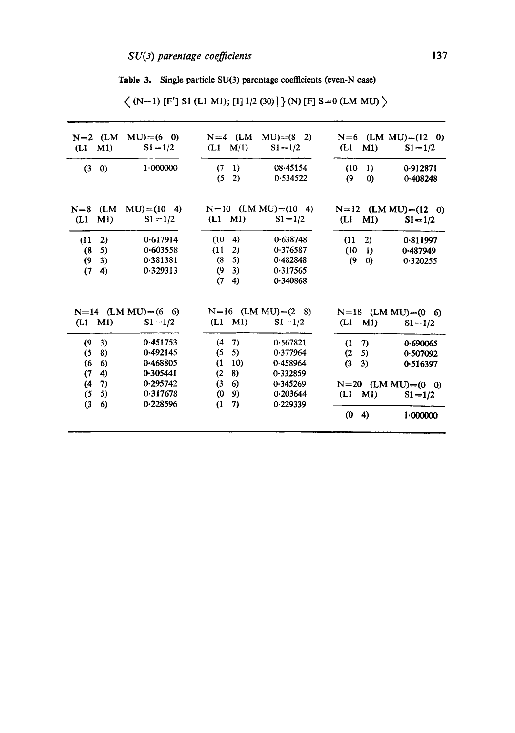**Table 3.** Single particle SU(3) parentage coefficients (even-N case)

$\langle$ (N−1) [F′] S1 (L1 M1); [1] 1/2 (30) | } (N) [F] S=0 (LM MU) $\rangle$

| N=2 (LM MU)=(6 0) | |
|---|---|
| (L1 M1) | S1=1/2 |
| (3 0) | 1·000000 |

| N=4 (LM MU)=(8 2) | |
|---|---|
| (L1 M/1) | S1=1/2 |
| (7 1) | 08·45154 |
| (5 2) | 0·534522 |

| N=6 (LM MU)=(12 0) | |
|---|---|
| (L1 M1) | S1=1/2 |
| (10 1) | 0·912871 |
| (9 0) | 0·408248 |

| N=8 (LM MU)=(10 4) | |
|---|---|
| (L1 M1) | S1=1/2 |
| (11 2) | 0·617914 |
| (8 5) | 0·603558 |
| (9 3) | 0·381381 |
| (7 4) | 0·329313 |

| N=10 (LM MU)=(10 4) | |
|---|---|
| (L1 M1) | S1=1/2 |
| (10 4) | 0·638748 |
| (11 2) | 0·376587 |
| (8 5) | 0·482848 |
| (9 3) | 0·317565 |
| (7 4) | 0·340868 |

| N=12 (LM MU)=(12 0) | |
|---|---|
| (L1 M1) | S1=1/2 |
| (11 2) | 0·811997 |
| (10 1) | 0·487949 |
| (9 0) | 0·320255 |

| N=14 (LM MU)=(6 6) | |
|---|---|
| (L1 M1) | S1=1/2 |
| (9 3) | 0·451753 |
| (5 8) | 0·492145 |
| (6 6) | 0·468805 |
| (7 4) | 0·305441 |
| (4 7) | 0·295742 |
| (5 5) | 0·317678 |
| (3 6) | 0·228596 |

| N=16 (LM MU)=(2 8) | |
|---|---|
| (L1 M1) | S1=1/2 |
| (4 7) | 0·567821 |
| (5 5) | 0·377964 |
| (1 10) | 0·458964 |
| (2 8) | 0·332859 |
| (3 6) | 0·345269 |
| (0 9) | 0·203644 |
| (1 7) | 0·229339 |

| N=18 (LM MU)=(0 6) | |
|---|---|
| (L1 M1) | S1=1/2 |
| (1 7) | 0·690065 |
| (2 5) | 0·507092 |
| (3 3) | 0·516397 |

| N=20 (LM MU)=(0 0) | |
|---|---|
| (L1 M1) | S1=1/2 |
| (0 4) | 1·000000 |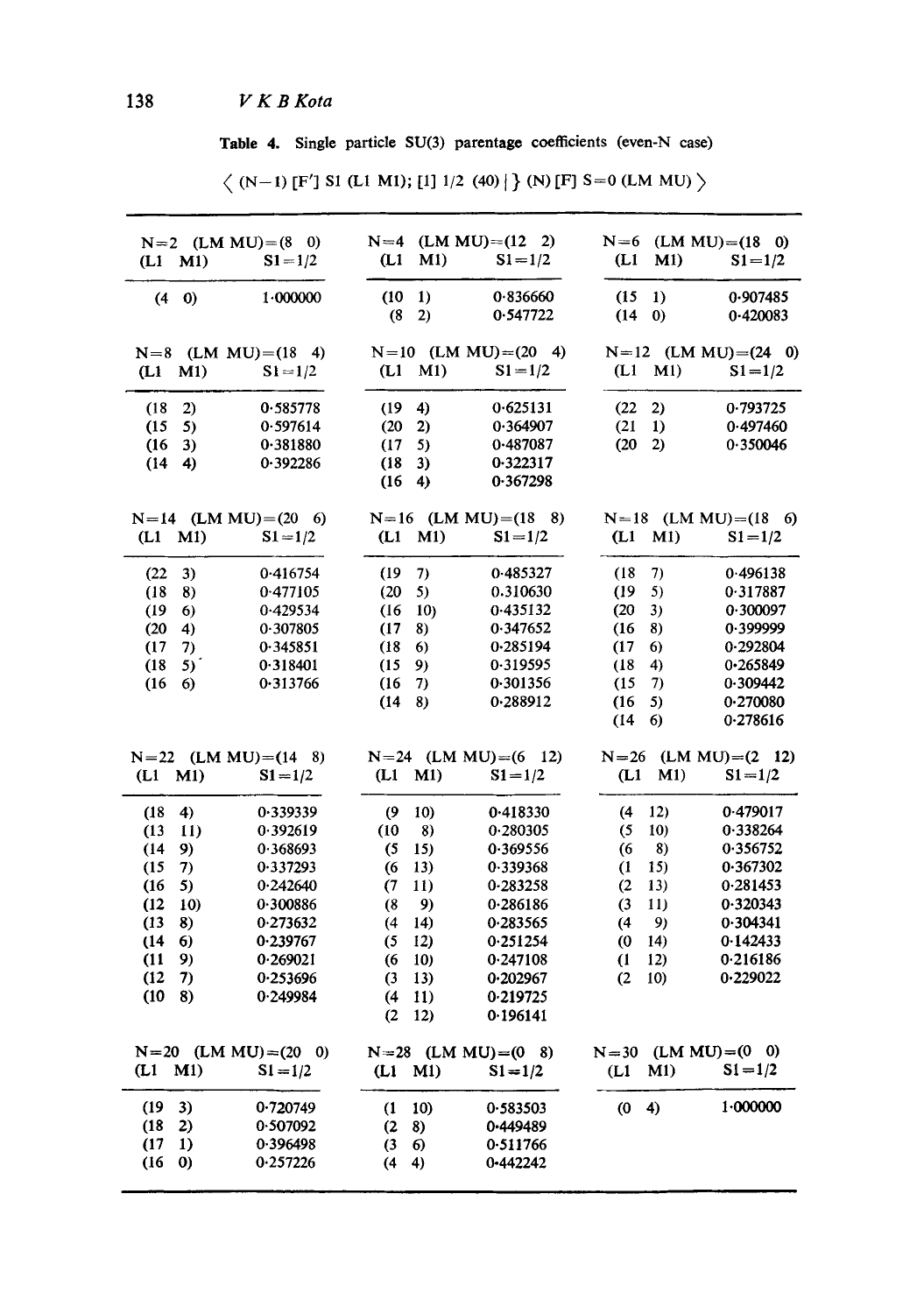**Table 4.** Single particle SU(3) parentage coefficients (even-N case)

$\langle$ (N−1) [F′] S1 (L1 M1); [1] 1/2 (40) | } (N) [F] S=0 (LM MU) $\rangle$

N=2 (LM MU)=(8 0)

| (L1 M1) | S1=1/2 |
|---|---|
| (4 0) | 1·000000 |

N=4 (LM MU)=(12 2)

| (L1 M1) | S1=1/2 |
|---|---|
| (10 1) | 0·836660 |
| (8 2) | 0·547722 |

N=6 (LM MU)=(18 0)

| (L1 M1) | S1=1/2 |
|---|---|
| (15 1) | 0·907485 |
| (14 0) | 0·420083 |

N=8 (LM MU)=(18 4)

| (L1 M1) | S1=1/2 |
|---|---|
| (18 2) | 0·585778 |
| (15 5) | 0·597614 |
| (16 3) | 0·381880 |
| (14 4) | 0·392286 |

N=10 (LM MU)=(20 4)

| (L1 M1) | S1=1/2 |
|---|---|
| (19 4) | 0·625131 |
| (20 2) | 0·364907 |
| (17 5) | 0·487087 |
| (18 3) | 0·322317 |
| (16 4) | 0·367298 |

N=12 (LM MU)=(24 0)

| (L1 M1) | S1=1/2 |
|---|---|
| (22 2) | 0·793725 |
| (21 1) | 0·497460 |
| (20 2) | 0·350046 |

N=14 (LM MU)=(20 6)

| (L1 M1) | S1=1/2 |
|---|---|
| (22 3) | 0·416754 |
| (18 8) | 0·477105 |
| (19 6) | 0·429534 |
| (20 4) | 0·307805 |
| (17 7) | 0·345851 |
| (18 5) | 0·318401 |
| (16 6) | 0·313766 |

N=16 (LM MU)=(18 8)

| (L1 M1) | S1=1/2 |
|---|---|
| (19 7) | 0·485327 |
| (20 5) | 0.310630 |
| (16 10) | 0·435132 |
| (17 8) | 0·347652 |
| (18 6) | 0·285194 |
| (15 9) | 0·319595 |
| (16 7) | 0·301356 |
| (14 8) | 0·288912 |

N=18 (LM MU)=(18 6)

| (L1 M1) | S1=1/2 |
|---|---|
| (18 7) | 0·496138 |
| (19 5) | 0·317887 |
| (20 3) | 0·300097 |
| (16 8) | 0·399999 |
| (17 6) | 0·292804 |
| (18 4) | 0·265849 |
| (15 7) | 0·309442 |
| (16 5) | 0·270080 |
| (14 6) | 0·278616 |

N=22 (LM MU)=(14 8)

| (L1 M1) | S1=1/2 |
|---|---|
| (18 4) | 0·339339 |
| (13 11) | 0·392619 |
| (14 9) | 0·368693 |
| (15 7) | 0·337293 |
| (16 5) | 0·242640 |
| (12 10) | 0·300886 |
| (13 8) | 0·273632 |
| (14 6) | 0·239767 |
| (11 9) | 0·269021 |
| (12 7) | 0·253696 |
| (10 8) | 0·249984 |

N=24 (LM MU)=(6 12)

| (L1 M1) | S1=1/2 |
|---|---|
| (9 10) | 0·418330 |
| (10 8) | 0·280305 |
| (5 15) | 0·369556 |
| (6 13) | 0·339368 |
| (7 11) | 0·283258 |
| (8 9) | 0·286186 |
| (4 14) | 0·283565 |
| (5 12) | 0·251254 |
| (6 10) | 0·247108 |
| (3 13) | 0·202967 |
| (4 11) | 0·219725 |
| (2 12) | 0·196141 |

N=26 (LM MU)=(2 12)

| (L1 M1) | S1=1/2 |
|---|---|
| (4 12) | 0·479017 |
| (5 10) | 0·338264 |
| (6 8) | 0·356752 |
| (1 15) | 0·367302 |
| (2 13) | 0·281453 |
| (3 11) | 0·320343 |
| (4 9) | 0·304341 |
| (0 14) | 0·142433 |
| (1 12) | 0·216186 |
| (2 10) | 0·229022 |

N=20 (LM MU)=(20 0)

| (L1 M1) | S1=1/2 |
|---|---|
| (19 3) | 0·720749 |
| (18 2) | 0·507092 |
| (17 1) | 0·396498 |
| (16 0) | 0·257226 |

N=28 (LM MU)=(0 8)

| (L1 M1) | S1=1/2 |
|---|---|
| (1 10) | 0·583503 |
| (2 8) | 0·449489 |
| (3 6) | 0·511766 |
| (4 4) | 0·442242 |

N=30 (LM MU)=(0 0)

| (L1 M1) | S1=1/2 |
|---|---|
| (0 4) | 1·000000 |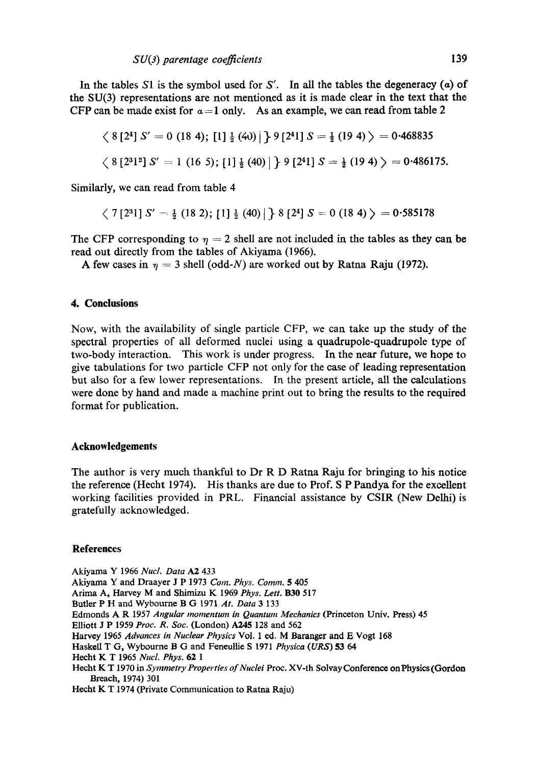In the tables $S1$ is the symbol used for $S'$. In all the tables the degeneracy ($\alpha$) of the SU(3) representations are not mentioned as it is made clear in the text that the CFP can be made exist for $\alpha = 1$ only. As an example, we can read from table 2

$$\langle\, 8\,[2^4]\, S' = 0\ (18\ 4);\ [1]\ \tfrac{1}{2}\ (40)\,|\,\}\ 9\,[2^4 1]\ S = \tfrac{1}{2}\ (19\ 4)\,\rangle = 0{\cdot}468835$$

$$\langle\, 8\,[2^3 1^2]\, S' = 1\ (16\ 5);\ [1]\ \tfrac{1}{2}\ (40)\,|\,\}\ 9\,[2^4 1]\ S = \tfrac{1}{2}\ (19\ 4)\,\rangle = 0{\cdot}486175.$$

Similarly, we can read from table 4

$$\langle\, 7\,[2^3 1]\, S' = \tfrac{1}{2}\ (18\ 2);\ [1]\ \tfrac{1}{2}\ (40)\,|\,\}\ 8\,[2^4]\ S = 0\ (18\ 4)\,\rangle = 0{\cdot}585178$$

The CFP corresponding to $\eta = 2$ shell are not included in the tables as they can be read out directly from the tables of Akiyama (1966).

A few cases in $\eta = 3$ shell (odd-$N$) are worked out by Ratna Raju (1972).

## 4. Conclusions

Now, with the availability of single particle CFP, we can take up the study of the spectral properties of all deformed nuclei using a quadrupole-quadrupole type of two-body interaction. This work is under progress. In the near future, we hope to give tabulations for two particle CFP not only for the case of leading representation but also for a few lower representations. In the present article, all the calculations were done by hand and made a machine print out to bring the results to the required format for publication.

## Acknowledgements

The author is very much thankful to Dr R D Ratna Raju for bringing to his notice the reference (Hecht 1974). His thanks are due to Prof. S P Pandya for the excellent working facilities provided in PRL. Financial assistance by CSIR (New Delhi) is gratefully acknowledged.

## References

Akiyama Y 1966 *Nucl. Data* **A2** 433

Akiyama Y and Draayer J P 1973 *Com. Phys. Comm.* **5** 405

Arima A, Harvey M and Shimizu K 1969 *Phys. Lett.* **B30** 517

Butler P H and Wybourne B G 1971 *At. Data* **3** 133

Edmonds A R 1957 *Angular momentum in Quantum Mechanics* (Princeton Univ. Press) 45

Elliott J P 1959 *Proc. R. Soc.* (London) **A245** 128 and 562

Harvey 1965 *Advances in Nuclear Physics* Vol. 1 ed. M Baranger and E Vogt 168

Haskell T G, Wybourne B G and Feneullie S 1971 *Physica (URS)* **53** 64

Hecht K T 1965 *Nucl. Phys.* **62** 1

Hecht K T 1970 in *Symmetry Properties of Nuclei* Proc. XV-th Solvay Conference on Physics (Gordon Breach, 1974) 301

Hecht K T 1974 (Private Communication to Ratna Raju)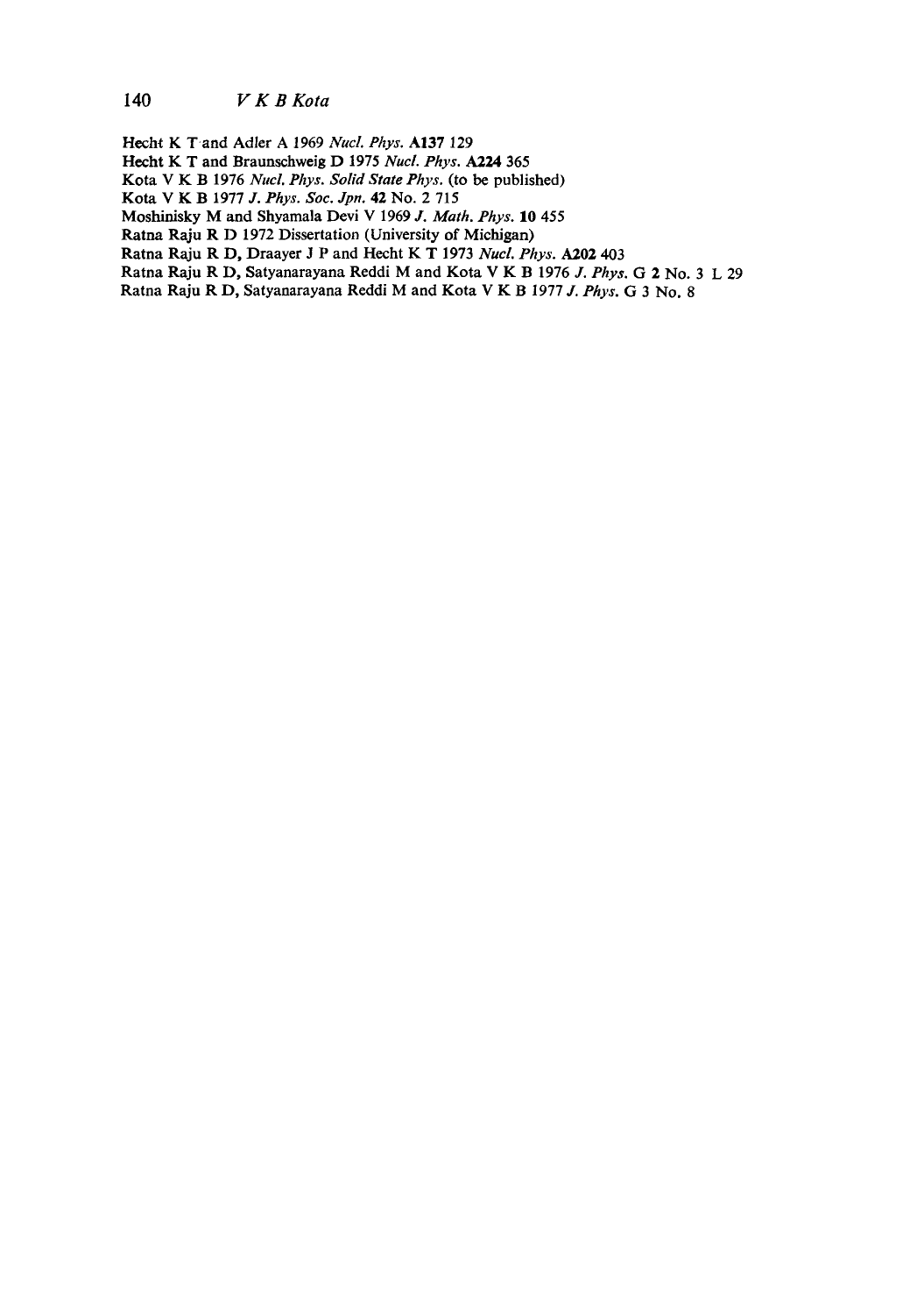Hecht K T and Adler A 1969 *Nucl. Phys.* **A137** 129

Hecht K T and Braunschweig D 1975 *Nucl. Phys.* **A224** 365

Kota V K B 1976 *Nucl. Phys. Solid State Phys.* (to be published)

Kota V K B 1977 *J. Phys. Soc. Jpn.* **42** No. 2 715

Moshinisky M and Shyamala Devi V 1969 *J. Math. Phys.* **10** 455

Ratna Raju R D 1972 Dissertation (University of Michigan)

Ratna Raju R D, Draayer J P and Hecht K T 1973 *Nucl. Phys.* **A202** 403

Ratna Raju R D, Satyanarayana Reddi M and Kota V K B 1976 *J. Phys.* G **2** No. 3 L 29

Ratna Raju R D, Satyanarayana Reddi M and Kota V K B 1977 *J. Phys.* G 3 No. 8